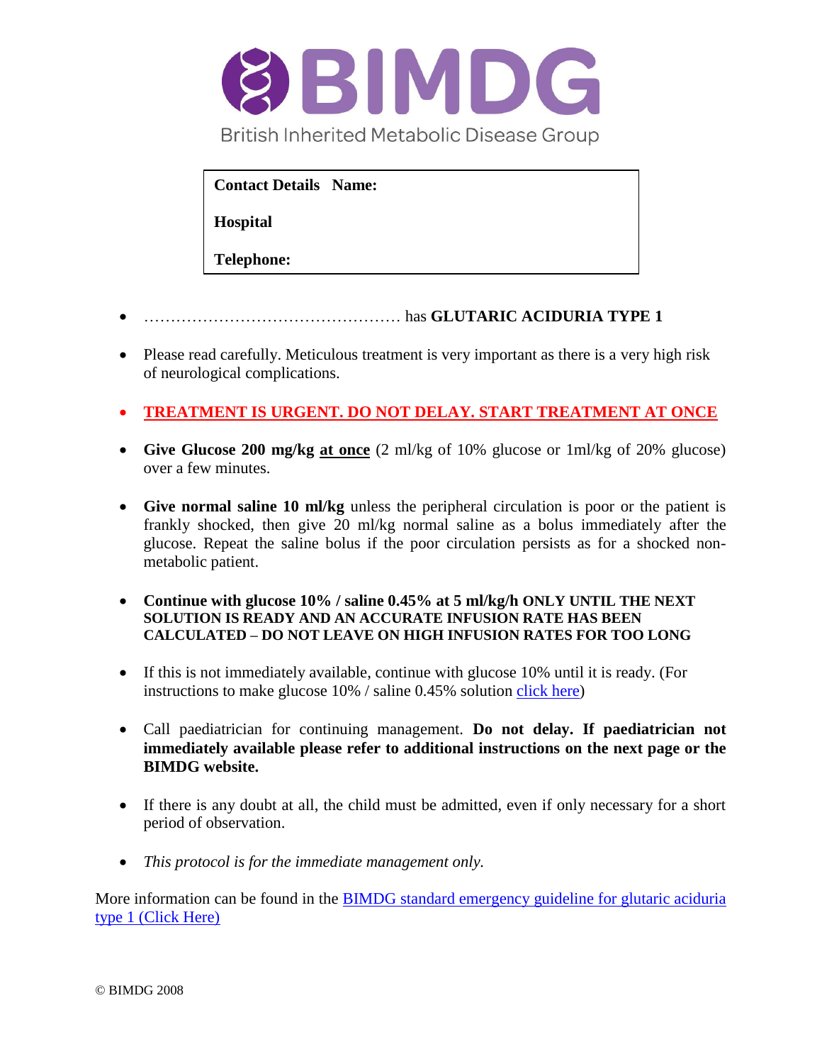# BIMDG

British Inherited Metabolic Disease Group

| **Contact Details Name:** |
|---|
| **Hospital** |
| **Telephone:** |

- ………………………………………… has **GLUTARIC ACIDURIA TYPE 1**

- Please read carefully. Meticulous treatment is very important as there is a very high risk of neurological complications.

- **TREATMENT IS URGENT. DO NOT DELAY. START TREATMENT AT ONCE**

- **Give Glucose 200 mg/kg at once** (2 ml/kg of 10% glucose or 1ml/kg of 20% glucose) over a few minutes.

- **Give normal saline 10 ml/kg** unless the peripheral circulation is poor or the patient is frankly shocked, then give 20 ml/kg normal saline as a bolus immediately after the glucose. Repeat the saline bolus if the poor circulation persists as for a shocked non-metabolic patient.

- **Continue with glucose 10% / saline 0.45% at 5 ml/kg/h ONLY UNTIL THE NEXT SOLUTION IS READY AND AN ACCURATE INFUSION RATE HAS BEEN CALCULATED – DO NOT LEAVE ON HIGH INFUSION RATES FOR TOO LONG**

- If this is not immediately available, continue with glucose 10% until it is ready. (For instructions to make glucose 10% / saline 0.45% solution click here)

- Call paediatrician for continuing management. **Do not delay. If paediatrician not immediately available please refer to additional instructions on the next page or the BIMDG website.**

- If there is any doubt at all, the child must be admitted, even if only necessary for a short period of observation.

- *This protocol is for the immediate management only.*

More information can be found in the BIMDG standard emergency guideline for glutaric aciduria type 1 (Click Here)

© BIMDG 2008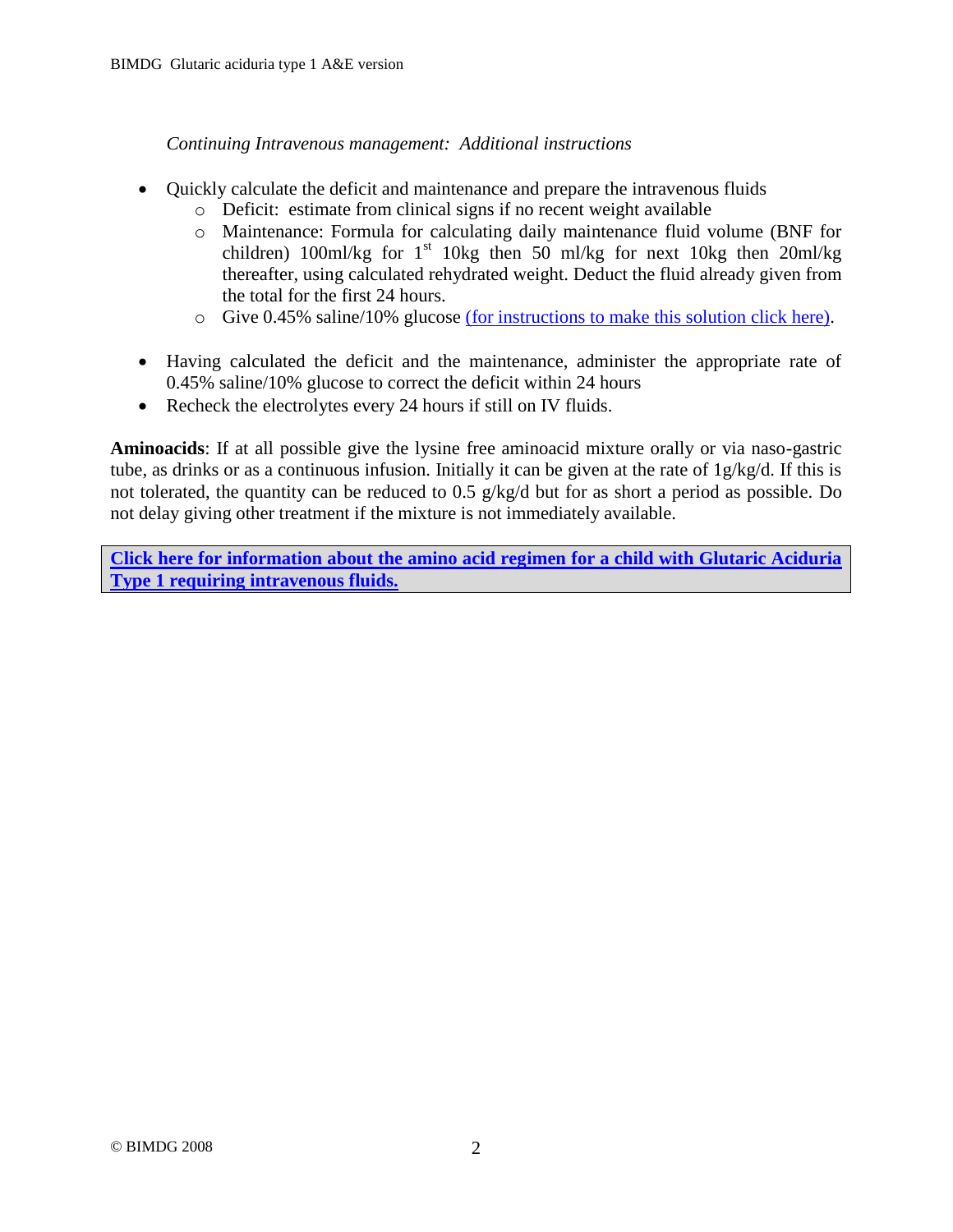*Continuing Intravenous management: Additional instructions*

- Quickly calculate the deficit and maintenance and prepare the intravenous fluids
  - Deficit: estimate from clinical signs if no recent weight available
  - Maintenance: Formula for calculating daily maintenance fluid volume (BNF for children) 100ml/kg for 1st 10kg then 50 ml/kg for next 10kg then 20ml/kg thereafter, using calculated rehydrated weight. Deduct the fluid already given from the total for the first 24 hours.
  - Give 0.45% saline/10% glucose (for instructions to make this solution click here).
- Having calculated the deficit and the maintenance, administer the appropriate rate of 0.45% saline/10% glucose to correct the deficit within 24 hours
- Recheck the electrolytes every 24 hours if still on IV fluids.

**Aminoacids**: If at all possible give the lysine free aminoacid mixture orally or via naso-gastric tube, as drinks or as a continuous infusion. Initially it can be given at the rate of 1g/kg/d. If this is not tolerated, the quantity can be reduced to 0.5 g/kg/d but for as short a period as possible. Do not delay giving other treatment if the mixture is not immediately available.

**Click here for information about the amino acid regimen for a child with Glutaric Aciduria Type 1 requiring intravenous fluids.**

© BIMDG 2008